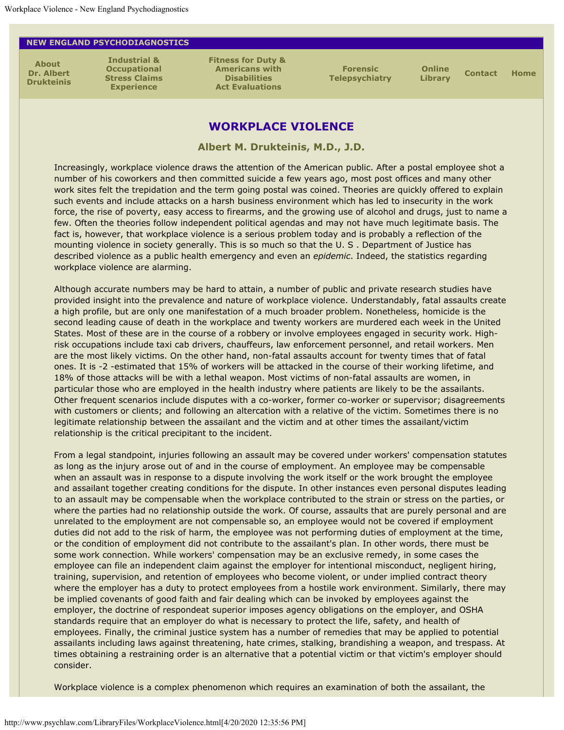**NEW ENGLAND PSYCHODIAGNOSTICS**

| About Dr. Albert Drukteinis | Industrial & Occupational Stress Claims Experience | Fitness for Duty & Americans with Disabilities Act Evaluations | Forensic Telepsychiatry | Online Library | Contact | Home |
|---|---|---|---|---|---|---|

# WORKPLACE VIOLENCE

### Albert M. Drukteinis, M.D., J.D.

Increasingly, workplace violence draws the attention of the American public. After a postal employee shot a number of his coworkers and then committed suicide a few years ago, most post offices and many other work sites felt the trepidation and the term going postal was coined. Theories are quickly offered to explain such events and include attacks on a harsh business environment which has led to insecurity in the work force, the rise of poverty, easy access to firearms, and the growing use of alcohol and drugs, just to name a few. Often the theories follow independent political agendas and may not have much legitimate basis. The fact is, however, that workplace violence is a serious problem today and is probably a reflection of the mounting violence in society generally. This is so much so that the U. S . Department of Justice has described violence as a public health emergency and even an *epidemic*. Indeed, the statistics regarding workplace violence are alarming.

Although accurate numbers may be hard to attain, a number of public and private research studies have provided insight into the prevalence and nature of workplace violence. Understandably, fatal assaults create a high profile, but are only one manifestation of a much broader problem. Nonetheless, homicide is the second leading cause of death in the workplace and twenty workers are murdered each week in the United States. Most of these are in the course of a robbery or involve employees engaged in security work. High-risk occupations include taxi cab drivers, chauffeurs, law enforcement personnel, and retail workers. Men are the most likely victims. On the other hand, non-fatal assaults account for twenty times that of fatal ones. It is -2 -estimated that 15% of workers will be attacked in the course of their working lifetime, and 18% of those attacks will be with a lethal weapon. Most victims of non-fatal assaults are women, in particular those who are employed in the health industry where patients are likely to be the assailants. Other frequent scenarios include disputes with a co-worker, former co-worker or supervisor; disagreements with customers or clients; and following an altercation with a relative of the victim. Sometimes there is no legitimate relationship between the assailant and the victim and at other times the assailant/victim relationship is the critical precipitant to the incident.

From a legal standpoint, injuries following an assault may be covered under workers' compensation statutes as long as the injury arose out of and in the course of employment. An employee may be compensable when an assault was in response to a dispute involving the work itself or the work brought the employee and assailant together creating conditions for the dispute. In other instances even personal disputes leading to an assault may be compensable when the workplace contributed to the strain or stress on the parties, or where the parties had no relationship outside the work. Of course, assaults that are purely personal and are unrelated to the employment are not compensable so, an employee would not be covered if employment duties did not add to the risk of harm, the employee was not performing duties of employment at the time, or the condition of employment did not contribute to the assailant's plan. In other words, there must be some work connection. While workers' compensation may be an exclusive remedy, in some cases the employee can file an independent claim against the employer for intentional misconduct, negligent hiring, training, supervision, and retention of employees who become violent, or under implied contract theory where the employer has a duty to protect employees from a hostile work environment. Similarly, there may be implied covenants of good faith and fair dealing which can be invoked by employees against the employer, the doctrine of respondeat superior imposes agency obligations on the employer, and OSHA standards require that an employer do what is necessary to protect the life, safety, and health of employees. Finally, the criminal justice system has a number of remedies that may be applied to potential assailants including laws against threatening, hate crimes, stalking, brandishing a weapon, and trespass. At times obtaining a restraining order is an alternative that a potential victim or that victim's employer should consider.

Workplace violence is a complex phenomenon which requires an examination of both the assailant, the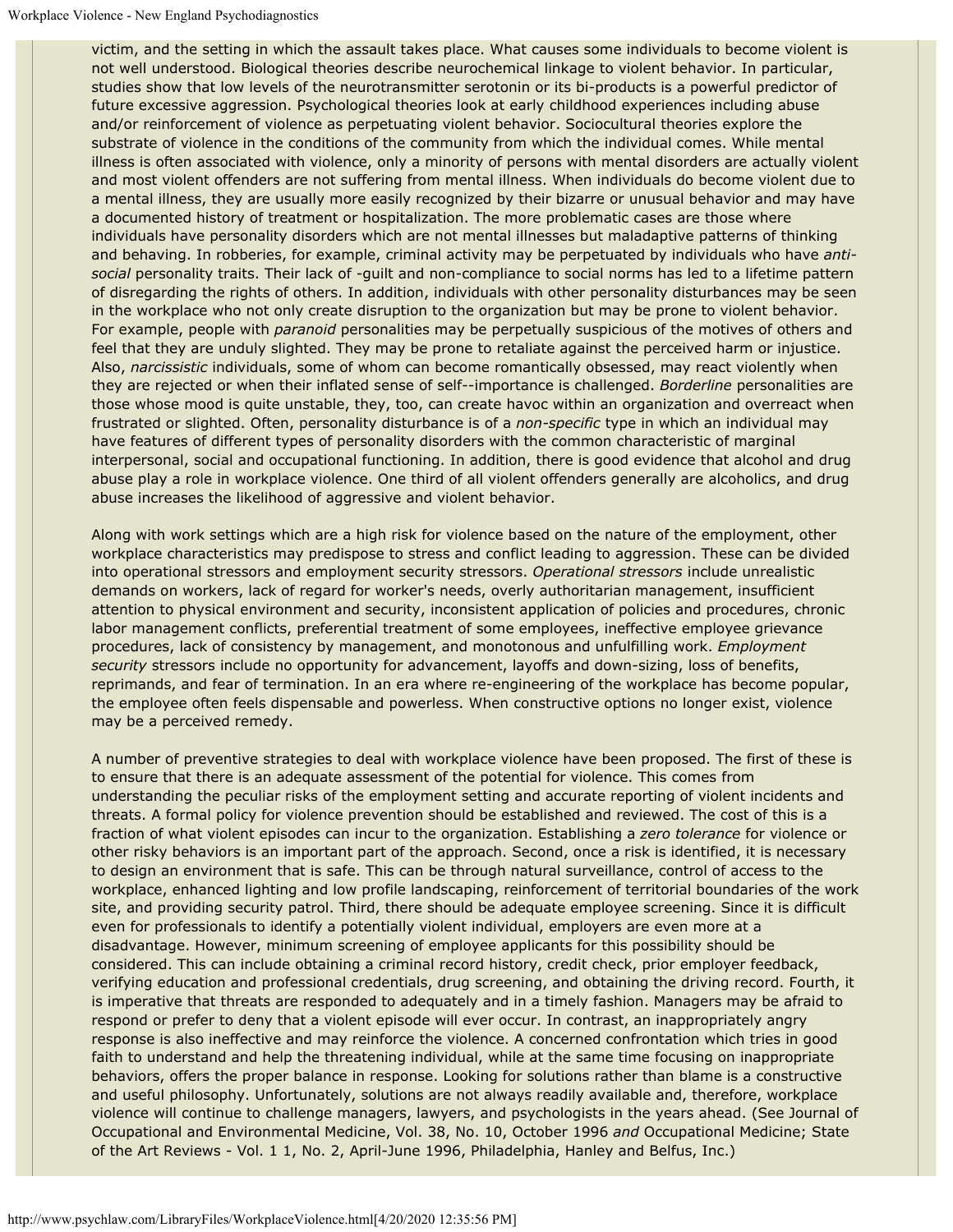victim, and the setting in which the assault takes place. What causes some individuals to become violent is not well understood. Biological theories describe neurochemical linkage to violent behavior. In particular, studies show that low levels of the neurotransmitter serotonin or its bi-products is a powerful predictor of future excessive aggression. Psychological theories look at early childhood experiences including abuse and/or reinforcement of violence as perpetuating violent behavior. Sociocultural theories explore the substrate of violence in the conditions of the community from which the individual comes. While mental illness is often associated with violence, only a minority of persons with mental disorders are actually violent and most violent offenders are not suffering from mental illness. When individuals do become violent due to a mental illness, they are usually more easily recognized by their bizarre or unusual behavior and may have a documented history of treatment or hospitalization. The more problematic cases are those where individuals have personality disorders which are not mental illnesses but maladaptive patterns of thinking and behaving. In robberies, for example, criminal activity may be perpetuated by individuals who have *anti-social* personality traits. Their lack of -guilt and non-compliance to social norms has led to a lifetime pattern of disregarding the rights of others. In addition, individuals with other personality disturbances may be seen in the workplace who not only create disruption to the organization but may be prone to violent behavior. For example, people with *paranoid* personalities may be perpetually suspicious of the motives of others and feel that they are unduly slighted. They may be prone to retaliate against the perceived harm or injustice. Also, *narcissistic* individuals, some of whom can become romantically obsessed, may react violently when they are rejected or when their inflated sense of self--importance is challenged. *Borderline* personalities are those whose mood is quite unstable, they, too, can create havoc within an organization and overreact when frustrated or slighted. Often, personality disturbance is of a *non-specific* type in which an individual may have features of different types of personality disorders with the common characteristic of marginal interpersonal, social and occupational functioning. In addition, there is good evidence that alcohol and drug abuse play a role in workplace violence. One third of all violent offenders generally are alcoholics, and drug abuse increases the likelihood of aggressive and violent behavior.

Along with work settings which are a high risk for violence based on the nature of the employment, other workplace characteristics may predispose to stress and conflict leading to aggression. These can be divided into operational stressors and employment security stressors. *Operational stressors* include unrealistic demands on workers, lack of regard for worker's needs, overly authoritarian management, insufficient attention to physical environment and security, inconsistent application of policies and procedures, chronic labor management conflicts, preferential treatment of some employees, ineffective employee grievance procedures, lack of consistency by management, and monotonous and unfulfilling work. *Employment security* stressors include no opportunity for advancement, layoffs and down-sizing, loss of benefits, reprimands, and fear of termination. In an era where re-engineering of the workplace has become popular, the employee often feels dispensable and powerless. When constructive options no longer exist, violence may be a perceived remedy.

A number of preventive strategies to deal with workplace violence have been proposed. The first of these is to ensure that there is an adequate assessment of the potential for violence. This comes from understanding the peculiar risks of the employment setting and accurate reporting of violent incidents and threats. A formal policy for violence prevention should be established and reviewed. The cost of this is a fraction of what violent episodes can incur to the organization. Establishing a *zero tolerance* for violence or other risky behaviors is an important part of the approach. Second, once a risk is identified, it is necessary to design an environment that is safe. This can be through natural surveillance, control of access to the workplace, enhanced lighting and low profile landscaping, reinforcement of territorial boundaries of the work site, and providing security patrol. Third, there should be adequate employee screening. Since it is difficult even for professionals to identify a potentially violent individual, employers are even more at a disadvantage. However, minimum screening of employee applicants for this possibility should be considered. This can include obtaining a criminal record history, credit check, prior employer feedback, verifying education and professional credentials, drug screening, and obtaining the driving record. Fourth, it is imperative that threats are responded to adequately and in a timely fashion. Managers may be afraid to respond or prefer to deny that a violent episode will ever occur. In contrast, an inappropriately angry response is also ineffective and may reinforce the violence. A concerned confrontation which tries in good faith to understand and help the threatening individual, while at the same time focusing on inappropriate behaviors, offers the proper balance in response. Looking for solutions rather than blame is a constructive and useful philosophy. Unfortunately, solutions are not always readily available and, therefore, workplace violence will continue to challenge managers, lawyers, and psychologists in the years ahead. (See Journal of Occupational and Environmental Medicine, Vol. 38, No. 10, October 1996 *and* Occupational Medicine; State of the Art Reviews - Vol. 1 1, No. 2, April-June 1996, Philadelphia, Hanley and Belfus, Inc.)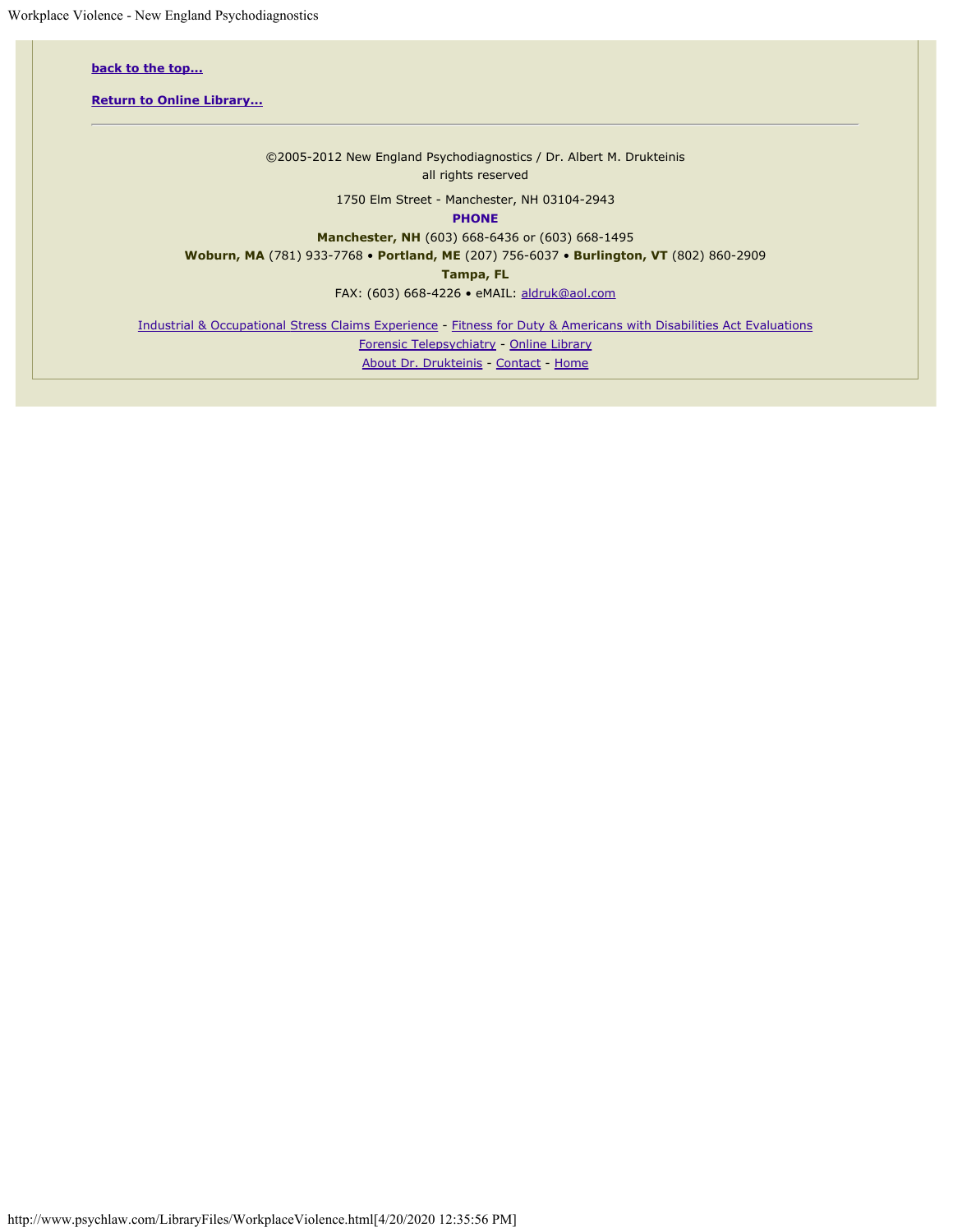**back to the top...**

**Return to Online Library...**

---

©2005-2012 New England Psychodiagnostics / Dr. Albert M. Drukteinis
all rights reserved

1750 Elm Street - Manchester, NH 03104-2943

**PHONE**

**Manchester, NH** (603) 668-6436 or (603) 668-1495

**Woburn, MA** (781) 933-7768 • **Portland, ME** (207) 756-6037 • **Burlington, VT** (802) 860-2909

**Tampa, FL**

FAX: (603) 668-4226 • eMAIL: aldruk@aol.com

Industrial & Occupational Stress Claims Experience - Fitness for Duty & Americans with Disabilities Act Evaluations
Forensic Telepsychiatry - Online Library
About Dr. Drukteinis - Contact - Home